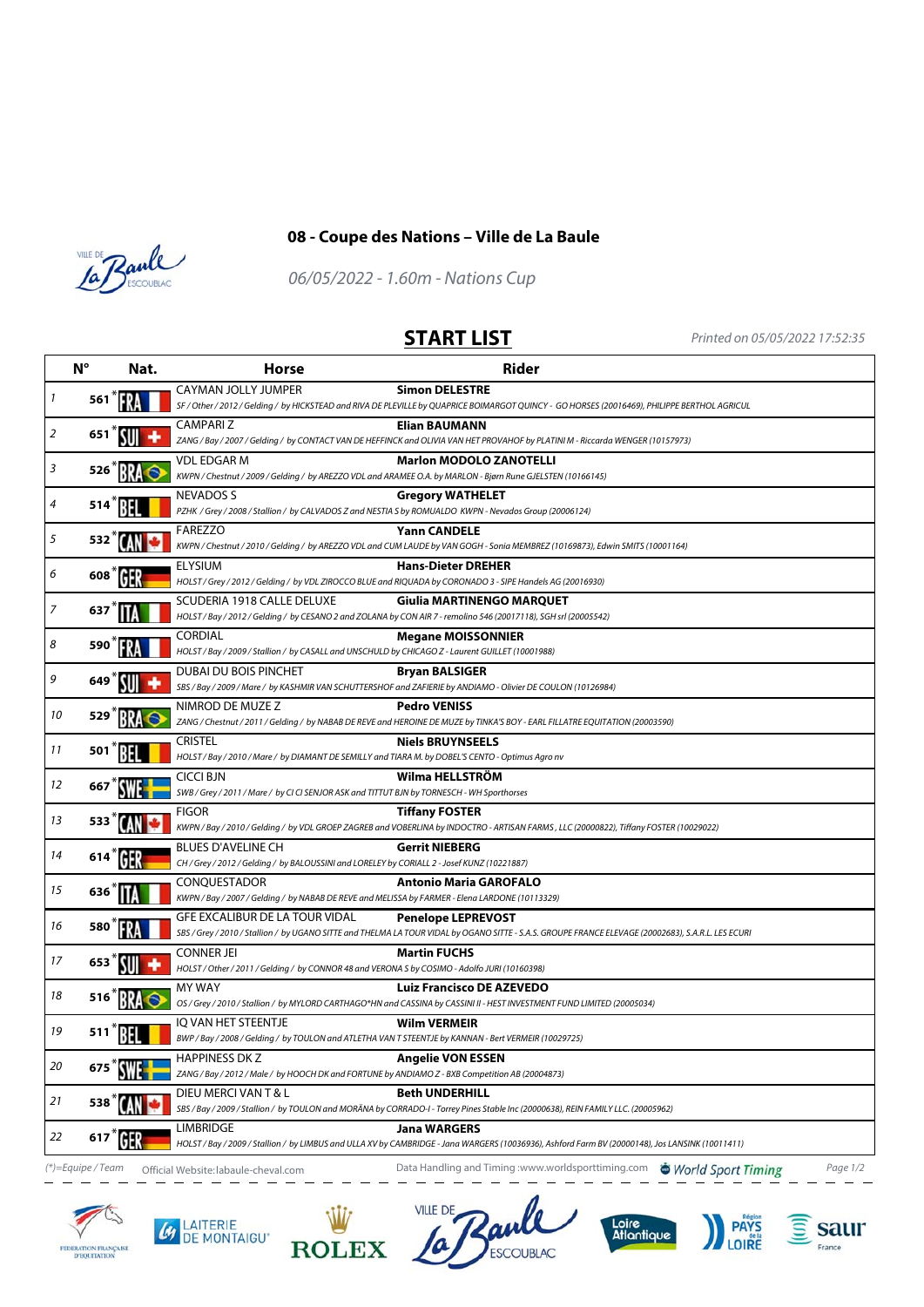## 08 - Coupe des Nations – Ville de La Baule

*06/05/2022 - 1.60m - Nations Cup*

# START LIST

*Printed on 05/05/2022 17:52:35*

| | N° | Nat. | Horse | Rider |
|---|---|---|---|---|
| 1 | 561* | FRA | CAYMAN JOLLY JUMPER<br>*SF / Other / 2012 / Gelding / by HICKSTEAD and RIVA DE PLEVILLE by QUAPRICE BOIMARGOT QUINCY - GO HORSES (20016469), PHILIPPE BERTHOL AGRICUL* | **Simon DELESTRE** |
| 2 | 651* | SUI | CAMPARI Z<br>*ZANG / Bay / 2007 / Gelding / by CONTACT VAN DE HEFFINCK and OLIVIA VAN HET PROVAHOF by PLATINI M - Riccarda WENGER (10157973)* | **Elian BAUMANN** |
| 3 | 526* | BRA | VDL EDGAR M<br>*KWPN / Chestnut / 2009 / Gelding / by AREZZO VDL and ARAMEE O.A. by MARLON - Bjørn Rune GJELSTEN (10166145)* | **Marlon MODOLO ZANOTELLI** |
| 4 | 514* | BEL | NEVADOS S<br>*PZHK / Grey / 2008 / Stallion / by CALVADOS Z and NESTIA S by ROMUALDO KWPN - Nevados Group (20006124)* | **Gregory WATHELET** |
| 5 | 532* | CAN | FAREZZO<br>*KWPN / Chestnut / 2010 / Gelding / by AREZZO VDL and CUM LAUDE by VAN GOGH - Sonia MEMBREZ (10169873), Edwin SMITS (10001164)* | **Yann CANDELE** |
| 6 | 608* | GER | ELYSIUM<br>*HOLST / Grey / 2012 / Gelding / by VDL ZIROCCO BLUE and RIQUADA by CORONADO 3 - SIPE Handels AG (20016930)* | **Hans-Dieter DREHER** |
| 7 | 637* | ITA | SCUDERIA 1918 CALLE DELUXE<br>*HOLST / Bay / 2012 / Gelding / by CESANO 2 and ZOLANA by CON AIR 7 - remolino 546 (20017118), SGH srl (20005542)* | **Giulia MARTINENGO MARQUET** |
| 8 | 590* | FRA | CORDIAL<br>*HOLST / Bay / 2009 / Stallion / by CASALL and UNSCHULD by CHICAGO Z - Laurent GUILLET (10001988)* | **Megane MOISSONNIER** |
| 9 | 649* | SUI | DUBAI DU BOIS PINCHET<br>*SBS / Bay / 2009 / Mare / by KASHMIR VAN SCHUTTERSHOF and ZAFIERIE by ANDIAMO - Olivier DE COULON (10126984)* | **Bryan BALSIGER** |
| 10 | 529* | BRA | NIMROD DE MUZE Z<br>*ZANG / Chestnut / 2011 / Gelding / by NABAB DE REVE and HEROINE DE MUZE by TINKA'S BOY - EARL FILLATRE EQUITATION (20003590)* | **Pedro VENISS** |
| 11 | 501* | BEL | CRISTEL<br>*HOLST / Bay / 2010 / Mare / by DIAMANT DE SEMILLY and TIARA M. by DOBEL'S CENTO - Optimus Agro nv* | **Niels BRUYNSEELS** |
| 12 | 667* | SWE | CICCI BJN<br>*SWB / Grey / 2011 / Mare / by CI CI SENJOR ASK and TITTUT BJN by TORNESCH - WH Sporthorses* | **Wilma HELLSTRÖM** |
| 13 | 533* | CAN | FIGOR<br>*KWPN / Bay / 2010 / Gelding / by VDL GROEP ZAGREB and VOBERLINA by INDOCTRO - ARTISAN FARMS , LLC (20000822), Tiffany FOSTER (10029022)* | **Tiffany FOSTER** |
| 14 | 614* | GER | BLUES D'AVELINE CH<br>*CH / Grey / 2012 / Gelding / by BALOUSSINI and LORELEY by CORIALL 2 - Josef KUNZ (10221887)* | **Gerrit NIEBERG** |
| 15 | 636* | ITA | CONQUESTADOR<br>*KWPN / Bay / 2007 / Gelding / by NABAB DE REVE and MELISSA by FARMER - Elena LARDONE (10113329)* | **Antonio Maria GAROFALO** |
| 16 | 580* | FRA | GFE EXCALIBUR DE LA TOUR VIDAL<br>*SBS / Grey / 2010 / Stallion / by UGANO SITTE and THELMA LA TOUR VIDAL by OGANO SITTE - S.A.S. GROUPE FRANCE ELEVAGE (20002683), S.A.R.L. LES ECURI* | **Penelope LEPREVOST** |
| 17 | 653* | SUI | CONNER JEI<br>*HOLST / Other / 2011 / Gelding / by CONNOR 48 and VERONA S by COSIMO - Adolfo JURI (10160398)* | **Martin FUCHS** |
| 18 | 516* | BRA | MY WAY<br>*OS / Grey / 2010 / Stallion / by MYLORD CARTHAGO*HN and CASSINA by CASSINI II - HEST INVESTMENT FUND LIMITED (20005034)* | **Luiz Francisco DE AZEVEDO** |
| 19 | 511* | BEL | IQ VAN HET STEENTJE<br>*BWP / Bay / 2008 / Gelding / by TOULON and ATLETHA VAN T STEENTJE by KANNAN - Bert VERMEIR (10029725)* | **Wilm VERMEIR** |
| 20 | 675* | SWE | HAPPINESS DK Z<br>*ZANG / Bay / 2012 / Male / by HOOCH DK and FORTUNE by ANDIAMO Z - BXB Competition AB (20004873)* | **Angelie VON ESSEN** |
| 21 | 538* | CAN | DIEU MERCI VAN T & L<br>*SBS / Bay / 2009 / Stallion / by TOULON and MORÂNA by CORRADO-I - Torrey Pines Stable Inc (20000638), REIN FAMILY LLC. (20005962)* | **Beth UNDERHILL** |
| 22 | 617* | GER | LIMBRIDGE<br>*HOLST / Bay / 2009 / Stallion / by LIMBUS and ULLA XV by CAMBRIDGE - Jana WARGERS (10036936), Ashford Farm BV (20000148), Jos LANSINK (10011411)* | **Jana WARGERS** |

*(*)=Equipe / Team* — Official Website: labaule-cheval.com — Data Handling and Timing : www.worldsporttiming.com — World Sport Timing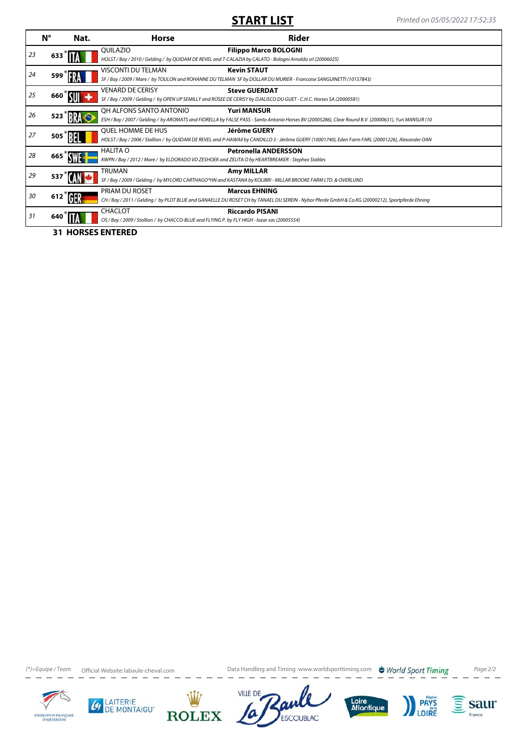# START LIST

*Printed on 05/05/2022 17:52:35*

| | N° | Nat. | Horse | Rider |
|---|---|---|---|---|
| 23 | 633* | ITA | QUILAZIO<br>*HOLST / Bay / 2010 / Gelding / by QUIDAM DE REVEL and T-CALAZIA by CALATO - Bologni Arnaldo srl (20006025)* | **Filippo Marco BOLOGNI** |
| 24 | 599* | FRA | VISCONTI DU TELMAN<br>*SF / Bay / 2009 / Mare / by TOULON and ROHANNE DU TELMAN SF by DOLLAR DU MURIER - Francoise SANGUINETTI (10157843)* | **Kevin STAUT** |
| 25 | 660* | SUI | VENARD DE CERISY<br>*SF / Bay / 2009 / Gelding / by OPEN UP SEMILLY and ROSEE DE CERISY by DJALISCO DU GUET - C.H.C. Horses SA (20000581)* | **Steve GUERDAT** |
| 26 | 523* | BRA | QH ALFONS SANTO ANTONIO<br>*ESH / Bay / 2007 / Gelding / by AROMATS and FIORELLA by FALSE PASS - Santo Antonio Horses BV (20005286), Clear Round B.V. (20000631), Yuri MANSUR (10* | **Yuri MANSUR** |
| 27 | 505* | BEL | QUEL HOMME DE HUS<br>*HOLST / Bay / 2006 / Stallion / by QUIDAM DE REVEL and P-HAWAII by CANDILLO 3 - Jérôme GUERY (10001740), Eden Farm FARL (20001226), Alexander OAN* | **Jérôme GUERY** |
| 28 | 665* | SWE | HALITA O<br>*KWPN / Bay / 2012 / Mare / by ELDORADO VD ZESHOEK and ZELITA O by HEARTBREAKER - Stephex Stables* | **Petronella ANDERSSON** |
| 29 | 537* | CAN | TRUMAN<br>*SF / Bay / 2009 / Gelding / by MYLORD CARTHAGO*HN and KASTANA by KOLIBRI - MILLAR BROOKE FARM LTD. & OVERLUND* | **Amy MILLAR** |
| 30 | 612* | GER | PRIAM DU ROSET<br>*CH / Bay / 2011 / Gelding / by PLOT BLUE and GANAELLE DU ROSET CH by TANAEL DU SEREIN - Nybor Pferde GmbH & Co.KG (20000212), Sportpferde Ehning* | **Marcus EHNING** |
| 31 | 640* | ITA | CHACLOT<br>*OS / Bay / 2009 / Stallion / by CHACCO-BLUE and FLYING P. by FLY HIGH - lozar sas (20005554)* | **Riccardo PISANI** |

**31 HORSES ENTERED**

*(*)=Equipe / Team*

Official Website: labaule-cheval.com

Data Handling and Timing: www.worldsporttiming.com World Sport Timing